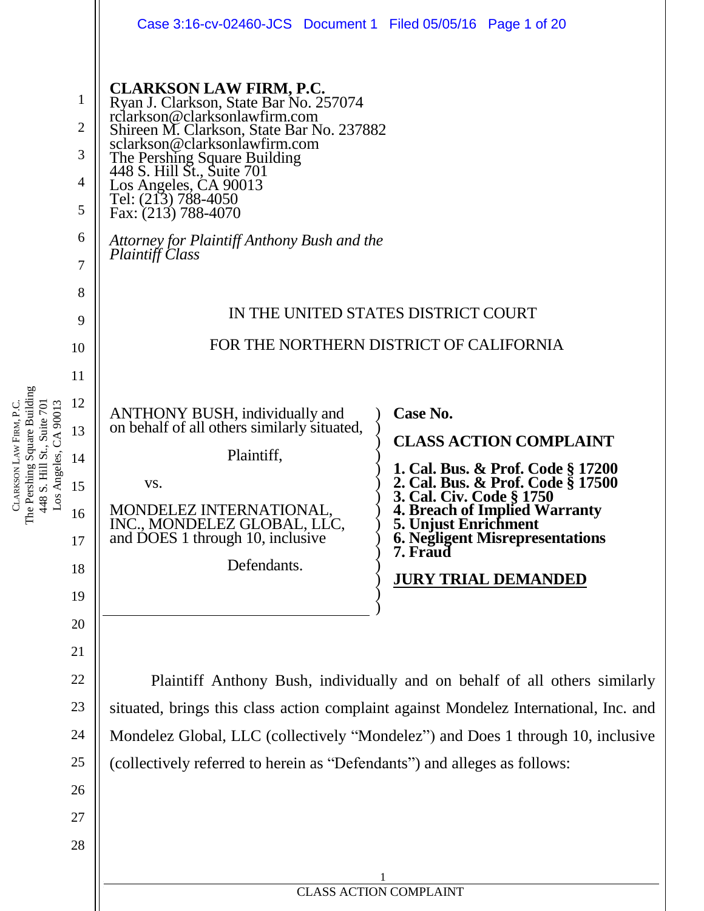**CLARKSON LAW FIRM, P.C.**
Ryan J. Clarkson, State Bar No. 257074
rclarkson@clarksonlawfirm.com
Shireen M. Clarkson, State Bar No. 237882
sclarkson@clarksonlawfirm.com
The Pershing Square Building
448 S. Hill St., Suite 701
Los Angeles, CA 90013
Tel: (213) 788-4050
Fax: (213) 788-4070

*Attorney for Plaintiff Anthony Bush and the Plaintiff Class*

IN THE UNITED STATES DISTRICT COURT

FOR THE NORTHERN DISTRICT OF CALIFORNIA

ANTHONY BUSH, individually and on behalf of all others similarly situated,

Plaintiff,

vs.

MONDELEZ INTERNATIONAL, INC., MONDELEZ GLOBAL, LLC, and DOES 1 through 10, inclusive

Defendants.

**Case No.**

**CLASS ACTION COMPLAINT**

**1. Cal. Bus. & Prof. Code § 17200**
**2. Cal. Bus. & Prof. Code § 17500**
**3. Cal. Civ. Code § 1750**
**4. Breach of Implied Warranty**
**5. Unjust Enrichment**
**6. Negligent Misrepresentations**
**7. Fraud**

**JURY TRIAL DEMANDED**

Plaintiff Anthony Bush, individually and on behalf of all others similarly situated, brings this class action complaint against Mondelez International, Inc. and Mondelez Global, LLC (collectively "Mondelez") and Does 1 through 10, inclusive (collectively referred to herein as "Defendants") and alleges as follows: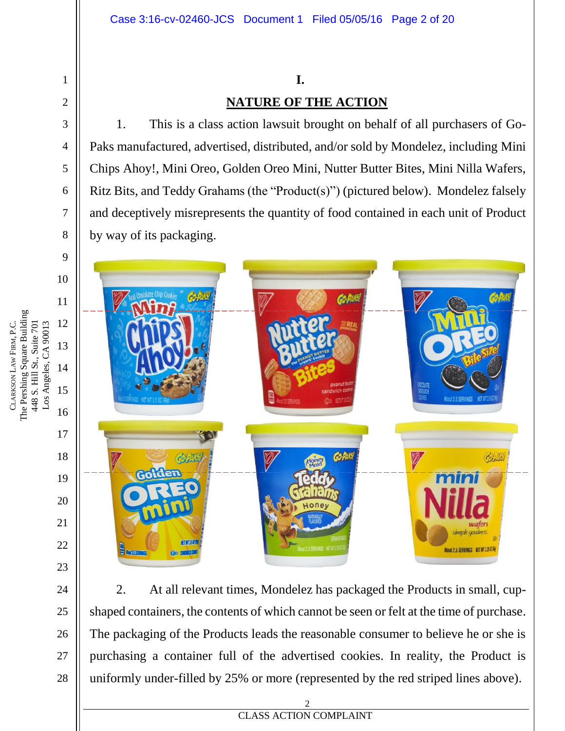# I.

## NATURE OF THE ACTION

1. This is a class action lawsuit brought on behalf of all purchasers of Go-Paks manufactured, advertised, distributed, and/or sold by Mondelez, including Mini Chips Ahoy!, Mini Oreo, Golden Oreo Mini, Nutter Butter Bites, Mini Nilla Wafers, Ritz Bits, and Teddy Grahams (the "Product(s)") (pictured below). Mondelez falsely and deceptively misrepresents the quantity of food contained in each unit of Product by way of its packaging.

2. At all relevant times, Mondelez has packaged the Products in small, cup-shaped containers, the contents of which cannot be seen or felt at the time of purchase. The packaging of the Products leads the reasonable consumer to believe he or she is purchasing a container full of the advertised cookies. In reality, the Product is uniformly under-filled by 25% or more (represented by the red striped lines above).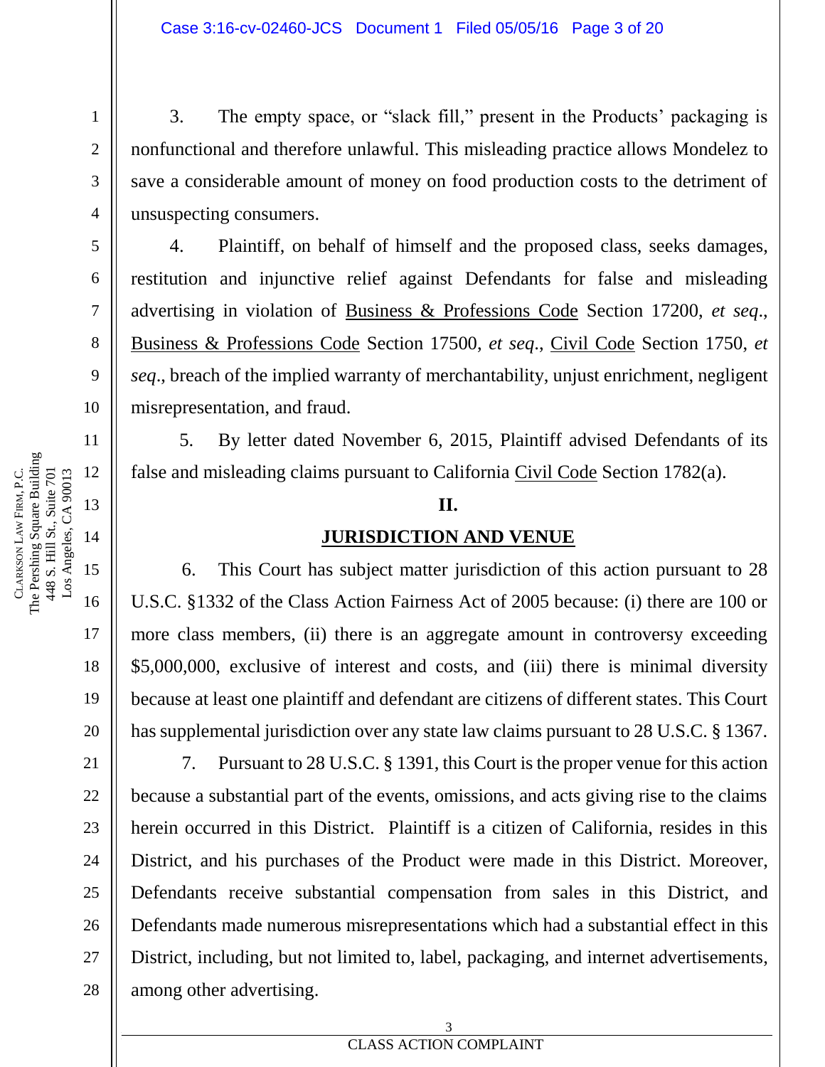3. The empty space, or "slack fill," present in the Products' packaging is nonfunctional and therefore unlawful. This misleading practice allows Mondelez to save a considerable amount of money on food production costs to the detriment of unsuspecting consumers.

4. Plaintiff, on behalf of himself and the proposed class, seeks damages, restitution and injunctive relief against Defendants for false and misleading advertising in violation of Business & Professions Code Section 17200, *et seq*., Business & Professions Code Section 17500, *et seq*., Civil Code Section 1750, *et seq*., breach of the implied warranty of merchantability, unjust enrichment, negligent misrepresentation, and fraud.

5. By letter dated November 6, 2015, Plaintiff advised Defendants of its false and misleading claims pursuant to California Civil Code Section 1782(a).

## II.

## JURISDICTION AND VENUE

6. This Court has subject matter jurisdiction of this action pursuant to 28 U.S.C. §1332 of the Class Action Fairness Act of 2005 because: (i) there are 100 or more class members, (ii) there is an aggregate amount in controversy exceeding $5,000,000, exclusive of interest and costs, and (iii) there is minimal diversity because at least one plaintiff and defendant are citizens of different states. This Court has supplemental jurisdiction over any state law claims pursuant to 28 U.S.C. § 1367.

7. Pursuant to 28 U.S.C. § 1391, this Court is the proper venue for this action because a substantial part of the events, omissions, and acts giving rise to the claims herein occurred in this District. Plaintiff is a citizen of California, resides in this District, and his purchases of the Product were made in this District. Moreover, Defendants receive substantial compensation from sales in this District, and Defendants made numerous misrepresentations which had a substantial effect in this District, including, but not limited to, label, packaging, and internet advertisements, among other advertising.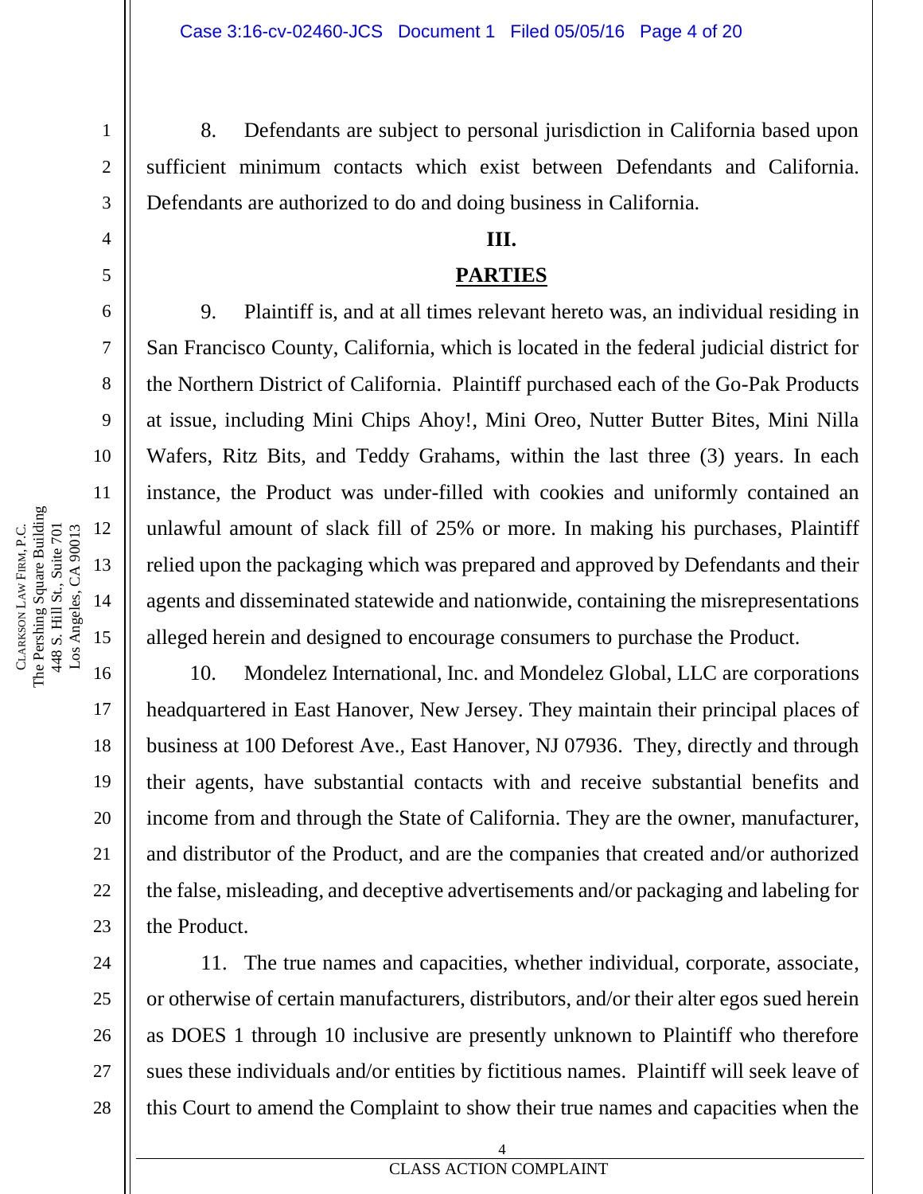8. Defendants are subject to personal jurisdiction in California based upon sufficient minimum contacts which exist between Defendants and California. Defendants are authorized to do and doing business in California.

## III.

## PARTIES

9. Plaintiff is, and at all times relevant hereto was, an individual residing in San Francisco County, California, which is located in the federal judicial district for the Northern District of California. Plaintiff purchased each of the Go-Pak Products at issue, including Mini Chips Ahoy!, Mini Oreo, Nutter Butter Bites, Mini Nilla Wafers, Ritz Bits, and Teddy Grahams, within the last three (3) years. In each instance, the Product was under-filled with cookies and uniformly contained an unlawful amount of slack fill of 25% or more. In making his purchases, Plaintiff relied upon the packaging which was prepared and approved by Defendants and their agents and disseminated statewide and nationwide, containing the misrepresentations alleged herein and designed to encourage consumers to purchase the Product.

10. Mondelez International, Inc. and Mondelez Global, LLC are corporations headquartered in East Hanover, New Jersey. They maintain their principal places of business at 100 Deforest Ave., East Hanover, NJ 07936. They, directly and through their agents, have substantial contacts with and receive substantial benefits and income from and through the State of California. They are the owner, manufacturer, and distributor of the Product, and are the companies that created and/or authorized the false, misleading, and deceptive advertisements and/or packaging and labeling for the Product.

11. The true names and capacities, whether individual, corporate, associate, or otherwise of certain manufacturers, distributors, and/or their alter egos sued herein as DOES 1 through 10 inclusive are presently unknown to Plaintiff who therefore sues these individuals and/or entities by fictitious names. Plaintiff will seek leave of this Court to amend the Complaint to show their true names and capacities when the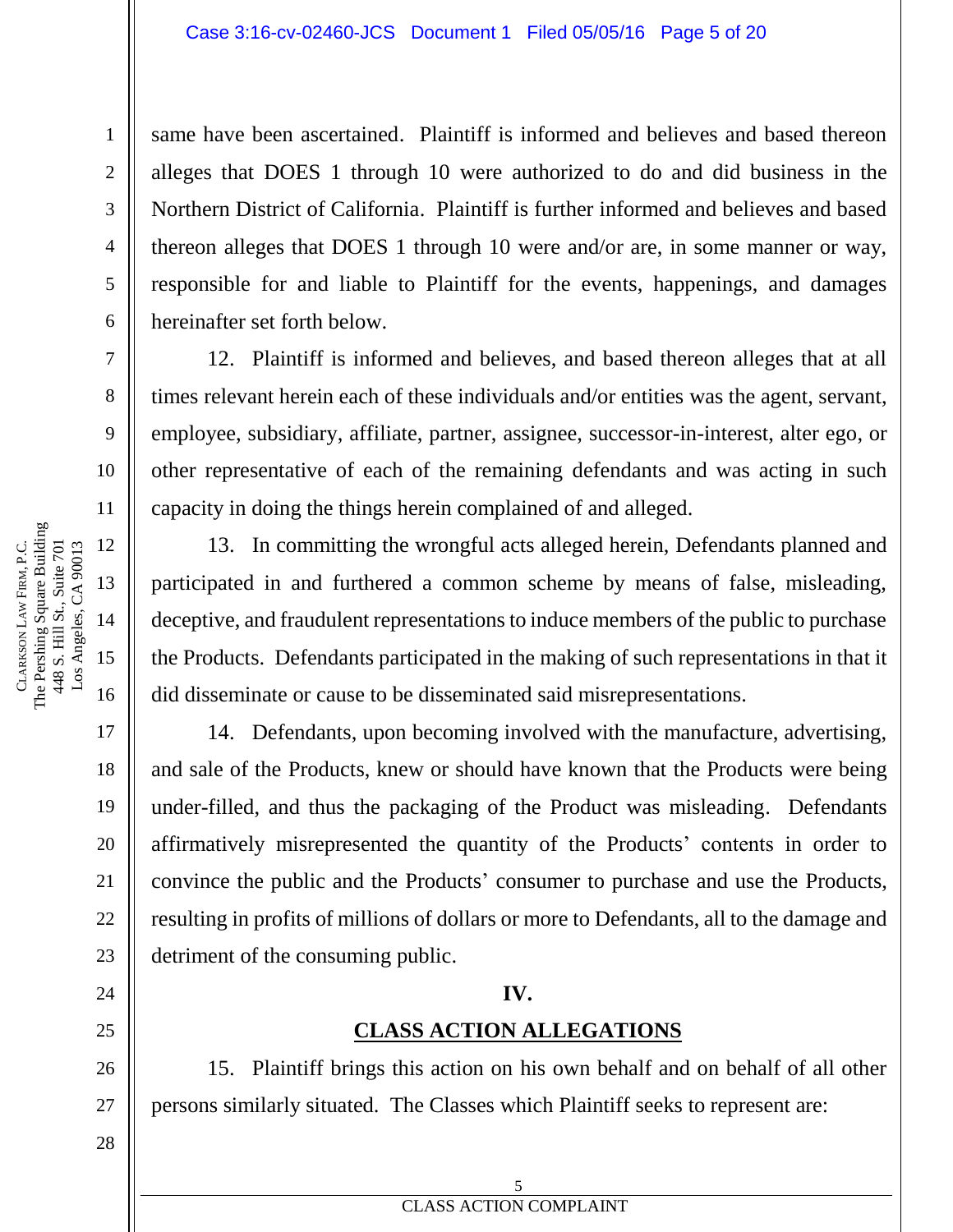same have been ascertained. Plaintiff is informed and believes and based thereon alleges that DOES 1 through 10 were authorized to do and did business in the Northern District of California. Plaintiff is further informed and believes and based thereon alleges that DOES 1 through 10 were and/or are, in some manner or way, responsible for and liable to Plaintiff for the events, happenings, and damages hereinafter set forth below.

12. Plaintiff is informed and believes, and based thereon alleges that at all times relevant herein each of these individuals and/or entities was the agent, servant, employee, subsidiary, affiliate, partner, assignee, successor-in-interest, alter ego, or other representative of each of the remaining defendants and was acting in such capacity in doing the things herein complained of and alleged.

13. In committing the wrongful acts alleged herein, Defendants planned and participated in and furthered a common scheme by means of false, misleading, deceptive, and fraudulent representations to induce members of the public to purchase the Products. Defendants participated in the making of such representations in that it did disseminate or cause to be disseminated said misrepresentations.

14. Defendants, upon becoming involved with the manufacture, advertising, and sale of the Products, knew or should have known that the Products were being under-filled, and thus the packaging of the Product was misleading. Defendants affirmatively misrepresented the quantity of the Products' contents in order to convince the public and the Products' consumer to purchase and use the Products, resulting in profits of millions of dollars or more to Defendants, all to the damage and detriment of the consuming public.

## IV.

## CLASS ACTION ALLEGATIONS

15. Plaintiff brings this action on his own behalf and on behalf of all other persons similarly situated. The Classes which Plaintiff seeks to represent are: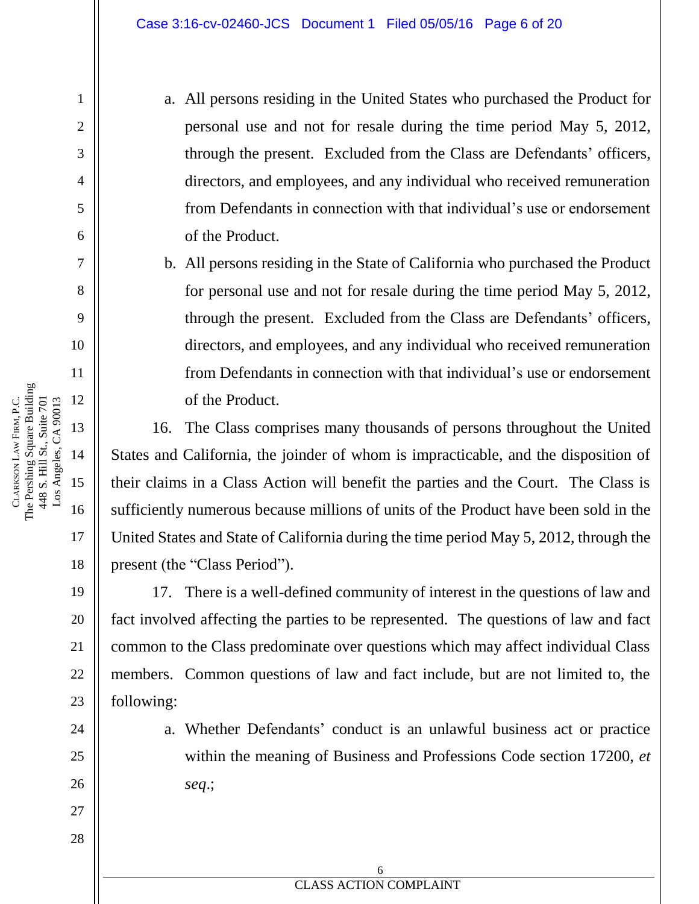a. All persons residing in the United States who purchased the Product for personal use and not for resale during the time period May 5, 2012, through the present. Excluded from the Class are Defendants' officers, directors, and employees, and any individual who received remuneration from Defendants in connection with that individual's use or endorsement of the Product.

b. All persons residing in the State of California who purchased the Product for personal use and not for resale during the time period May 5, 2012, through the present. Excluded from the Class are Defendants' officers, directors, and employees, and any individual who received remuneration from Defendants in connection with that individual's use or endorsement of the Product.

16. The Class comprises many thousands of persons throughout the United States and California, the joinder of whom is impracticable, and the disposition of their claims in a Class Action will benefit the parties and the Court. The Class is sufficiently numerous because millions of units of the Product have been sold in the United States and State of California during the time period May 5, 2012, through the present (the "Class Period").

17. There is a well-defined community of interest in the questions of law and fact involved affecting the parties to be represented. The questions of law and fact common to the Class predominate over questions which may affect individual Class members. Common questions of law and fact include, but are not limited to, the following:

a. Whether Defendants' conduct is an unlawful business act or practice within the meaning of Business and Professions Code section 17200, *et seq*.;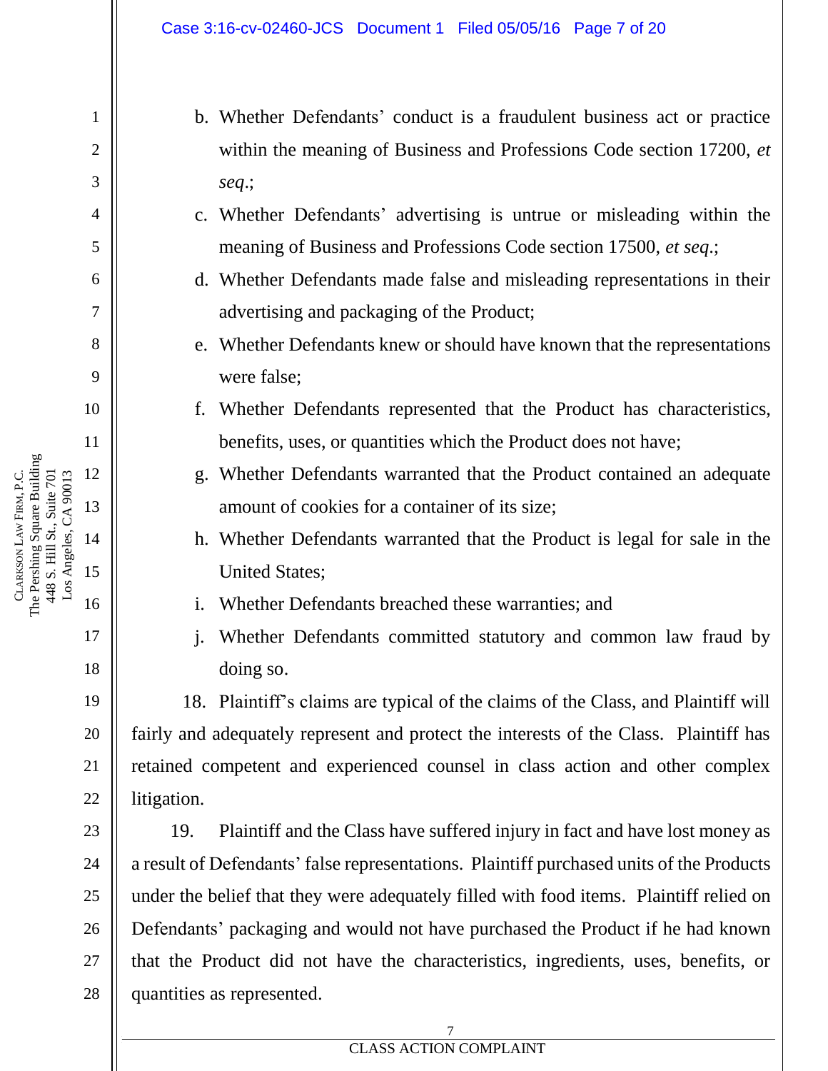b. Whether Defendants' conduct is a fraudulent business act or practice within the meaning of Business and Professions Code section 17200, *et seq*.;

c. Whether Defendants' advertising is untrue or misleading within the meaning of Business and Professions Code section 17500, *et seq*.;

d. Whether Defendants made false and misleading representations in their advertising and packaging of the Product;

e. Whether Defendants knew or should have known that the representations were false;

f. Whether Defendants represented that the Product has characteristics, benefits, uses, or quantities which the Product does not have;

g. Whether Defendants warranted that the Product contained an adequate amount of cookies for a container of its size;

h. Whether Defendants warranted that the Product is legal for sale in the United States;

i. Whether Defendants breached these warranties; and

j. Whether Defendants committed statutory and common law fraud by doing so.

18. Plaintiff's claims are typical of the claims of the Class, and Plaintiff will fairly and adequately represent and protect the interests of the Class. Plaintiff has retained competent and experienced counsel in class action and other complex litigation.

19. Plaintiff and the Class have suffered injury in fact and have lost money as a result of Defendants' false representations. Plaintiff purchased units of the Products under the belief that they were adequately filled with food items. Plaintiff relied on Defendants' packaging and would not have purchased the Product if he had known that the Product did not have the characteristics, ingredients, uses, benefits, or quantities as represented.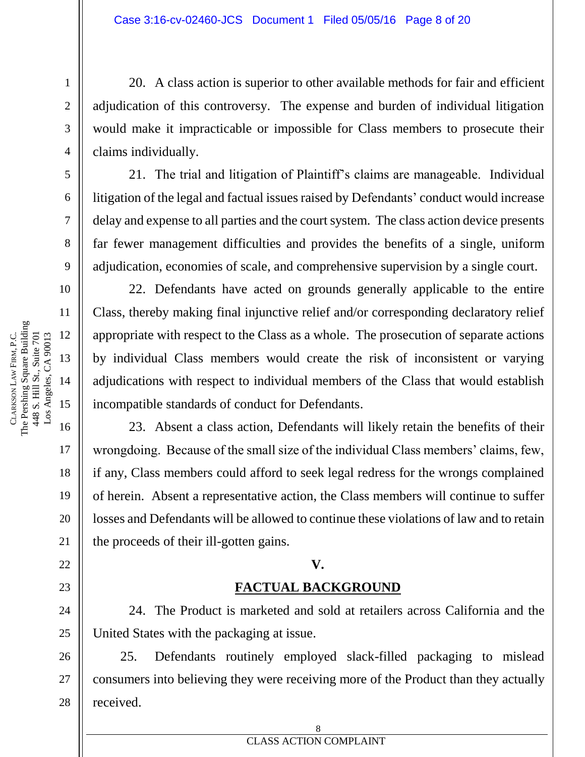20. A class action is superior to other available methods for fair and efficient adjudication of this controversy. The expense and burden of individual litigation would make it impracticable or impossible for Class members to prosecute their claims individually.

21. The trial and litigation of Plaintiff's claims are manageable. Individual litigation of the legal and factual issues raised by Defendants' conduct would increase delay and expense to all parties and the court system. The class action device presents far fewer management difficulties and provides the benefits of a single, uniform adjudication, economies of scale, and comprehensive supervision by a single court.

22. Defendants have acted on grounds generally applicable to the entire Class, thereby making final injunctive relief and/or corresponding declaratory relief appropriate with respect to the Class as a whole. The prosecution of separate actions by individual Class members would create the risk of inconsistent or varying adjudications with respect to individual members of the Class that would establish incompatible standards of conduct for Defendants.

23. Absent a class action, Defendants will likely retain the benefits of their wrongdoing. Because of the small size of the individual Class members' claims, few, if any, Class members could afford to seek legal redress for the wrongs complained of herein. Absent a representative action, the Class members will continue to suffer losses and Defendants will be allowed to continue these violations of law and to retain the proceeds of their ill-gotten gains.

## V.

## FACTUAL BACKGROUND

24. The Product is marketed and sold at retailers across California and the United States with the packaging at issue.

25. Defendants routinely employed slack-filled packaging to mislead consumers into believing they were receiving more of the Product than they actually received.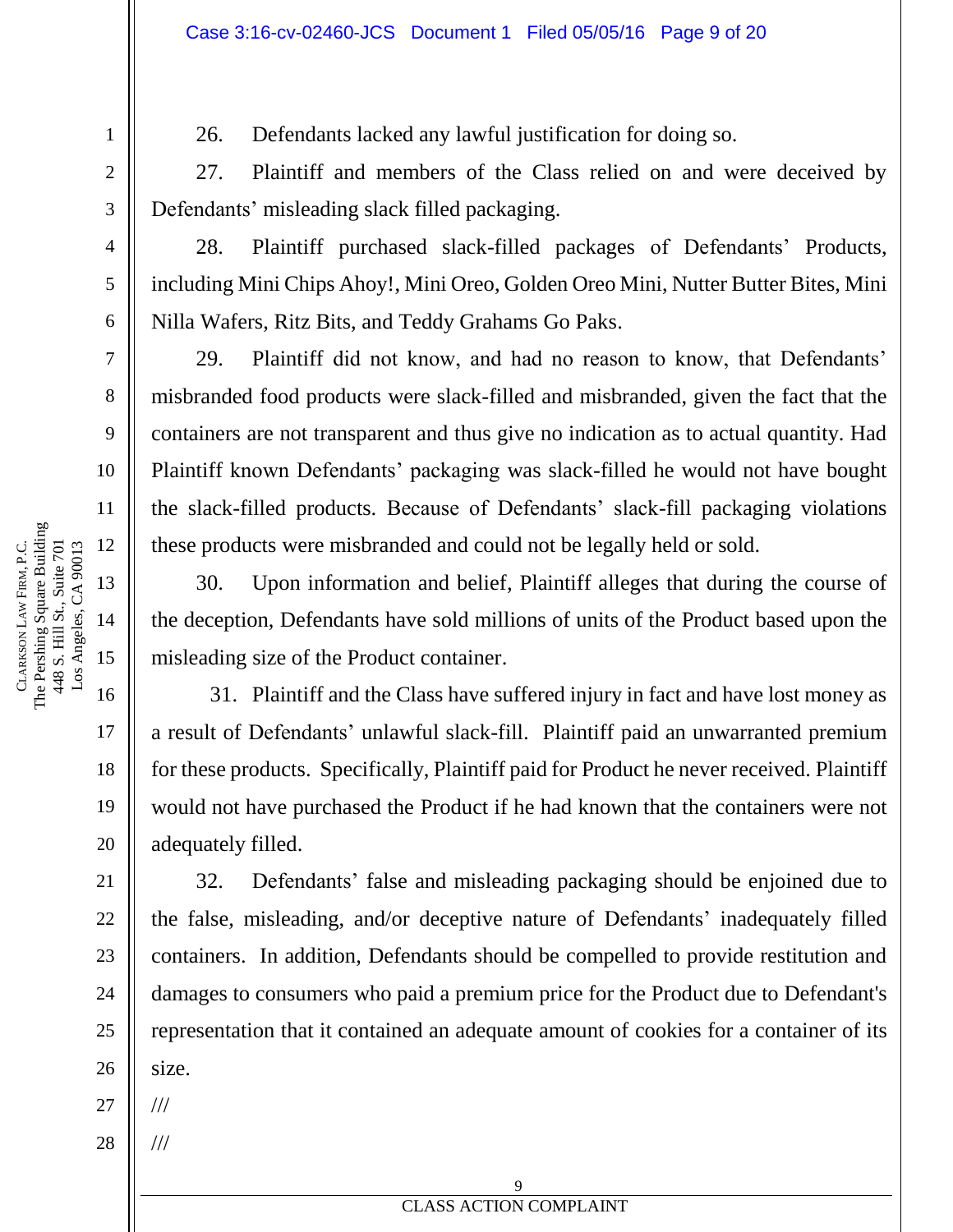26. Defendants lacked any lawful justification for doing so.

27. Plaintiff and members of the Class relied on and were deceived by Defendants' misleading slack filled packaging.

28. Plaintiff purchased slack-filled packages of Defendants' Products, including Mini Chips Ahoy!, Mini Oreo, Golden Oreo Mini, Nutter Butter Bites, Mini Nilla Wafers, Ritz Bits, and Teddy Grahams Go Paks.

29. Plaintiff did not know, and had no reason to know, that Defendants' misbranded food products were slack-filled and misbranded, given the fact that the containers are not transparent and thus give no indication as to actual quantity. Had Plaintiff known Defendants' packaging was slack-filled he would not have bought the slack-filled products. Because of Defendants' slack-fill packaging violations these products were misbranded and could not be legally held or sold.

30. Upon information and belief, Plaintiff alleges that during the course of the deception, Defendants have sold millions of units of the Product based upon the misleading size of the Product container.

31. Plaintiff and the Class have suffered injury in fact and have lost money as a result of Defendants' unlawful slack-fill. Plaintiff paid an unwarranted premium for these products. Specifically, Plaintiff paid for Product he never received. Plaintiff would not have purchased the Product if he had known that the containers were not adequately filled.

32. Defendants' false and misleading packaging should be enjoined due to the false, misleading, and/or deceptive nature of Defendants' inadequately filled containers. In addition, Defendants should be compelled to provide restitution and damages to consumers who paid a premium price for the Product due to Defendant's representation that it contained an adequate amount of cookies for a container of its size.

///

///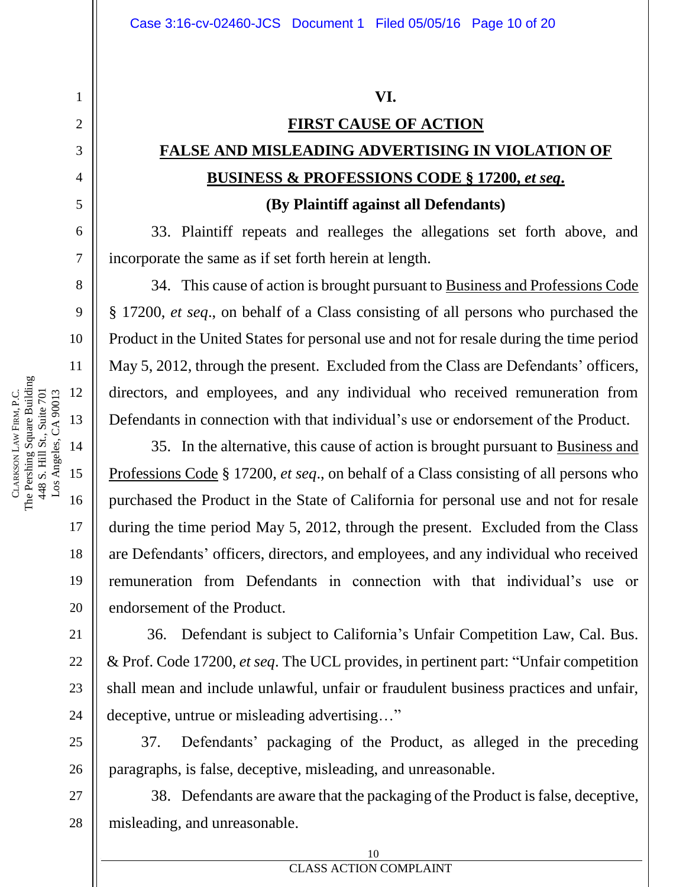## VI.

## FIRST CAUSE OF ACTION

## FALSE AND MISLEADING ADVERTISING IN VIOLATION OF BUSINESS & PROFESSIONS CODE § 17200, *et seq*.

**(By Plaintiff against all Defendants)**

33. Plaintiff repeats and realleges the allegations set forth above, and incorporate the same as if set forth herein at length.

34. This cause of action is brought pursuant to Business and Professions Code § 17200, *et seq*., on behalf of a Class consisting of all persons who purchased the Product in the United States for personal use and not for resale during the time period May 5, 2012, through the present. Excluded from the Class are Defendants' officers, directors, and employees, and any individual who received remuneration from Defendants in connection with that individual's use or endorsement of the Product.

35. In the alternative, this cause of action is brought pursuant to Business and Professions Code § 17200, *et seq*., on behalf of a Class consisting of all persons who purchased the Product in the State of California for personal use and not for resale during the time period May 5, 2012, through the present. Excluded from the Class are Defendants' officers, directors, and employees, and any individual who received remuneration from Defendants in connection with that individual's use or endorsement of the Product.

36. Defendant is subject to California's Unfair Competition Law, Cal. Bus. & Prof. Code 17200, *et seq*. The UCL provides, in pertinent part: "Unfair competition shall mean and include unlawful, unfair or fraudulent business practices and unfair, deceptive, untrue or misleading advertising…"

37. Defendants' packaging of the Product, as alleged in the preceding paragraphs, is false, deceptive, misleading, and unreasonable.

38. Defendants are aware that the packaging of the Product is false, deceptive, misleading, and unreasonable.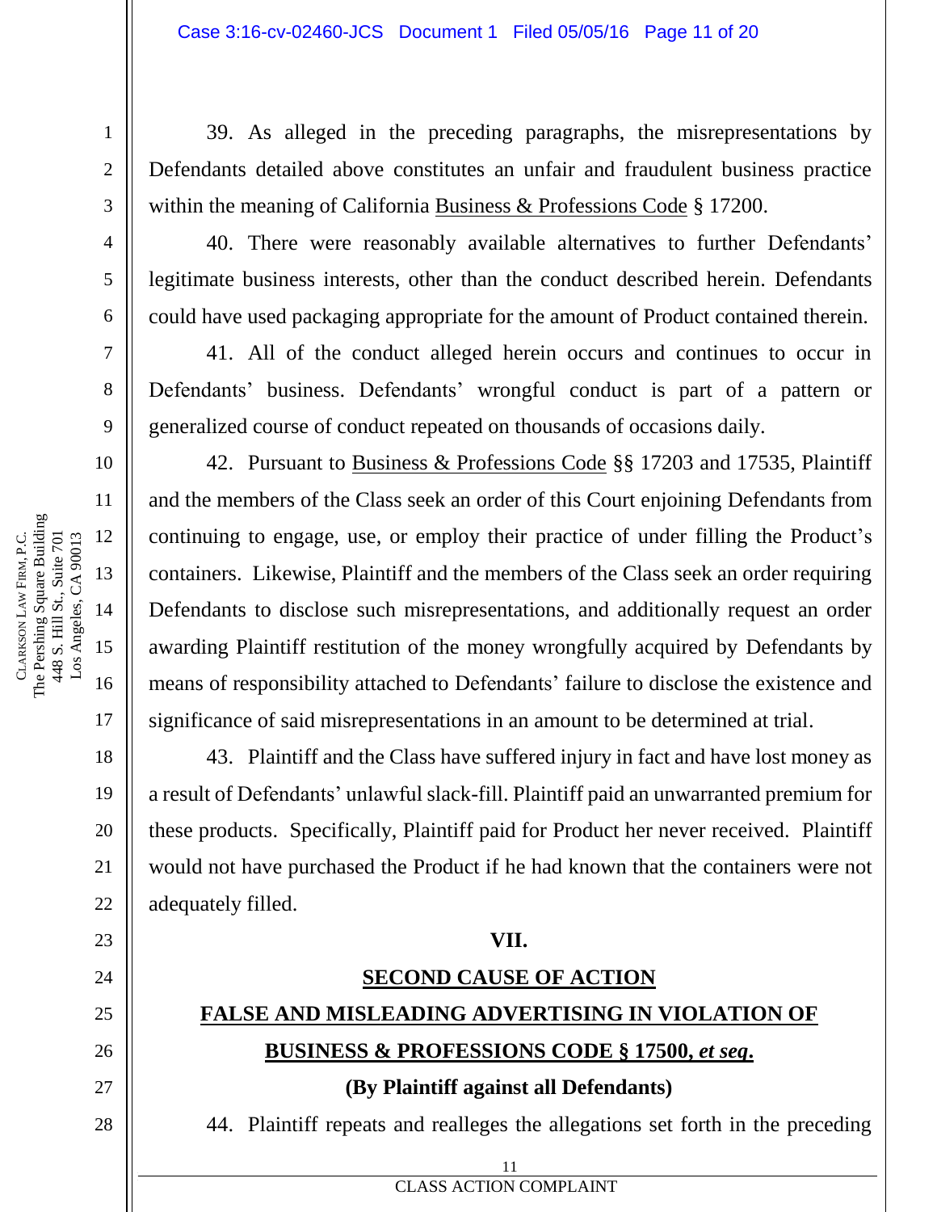39. As alleged in the preceding paragraphs, the misrepresentations by Defendants detailed above constitutes an unfair and fraudulent business practice within the meaning of California Business & Professions Code § 17200.

40. There were reasonably available alternatives to further Defendants' legitimate business interests, other than the conduct described herein. Defendants could have used packaging appropriate for the amount of Product contained therein.

41. All of the conduct alleged herein occurs and continues to occur in Defendants' business. Defendants' wrongful conduct is part of a pattern or generalized course of conduct repeated on thousands of occasions daily.

42. Pursuant to Business & Professions Code §§ 17203 and 17535, Plaintiff and the members of the Class seek an order of this Court enjoining Defendants from continuing to engage, use, or employ their practice of under filling the Product's containers. Likewise, Plaintiff and the members of the Class seek an order requiring Defendants to disclose such misrepresentations, and additionally request an order awarding Plaintiff restitution of the money wrongfully acquired by Defendants by means of responsibility attached to Defendants' failure to disclose the existence and significance of said misrepresentations in an amount to be determined at trial.

43. Plaintiff and the Class have suffered injury in fact and have lost money as a result of Defendants' unlawful slack-fill. Plaintiff paid an unwarranted premium for these products. Specifically, Plaintiff paid for Product her never received. Plaintiff would not have purchased the Product if he had known that the containers were not adequately filled.

**VII.**

**SECOND CAUSE OF ACTION**

**FALSE AND MISLEADING ADVERTISING IN VIOLATION OF BUSINESS & PROFESSIONS CODE § 17500, *et seq*.**

**(By Plaintiff against all Defendants)**

44. Plaintiff repeats and realleges the allegations set forth in the preceding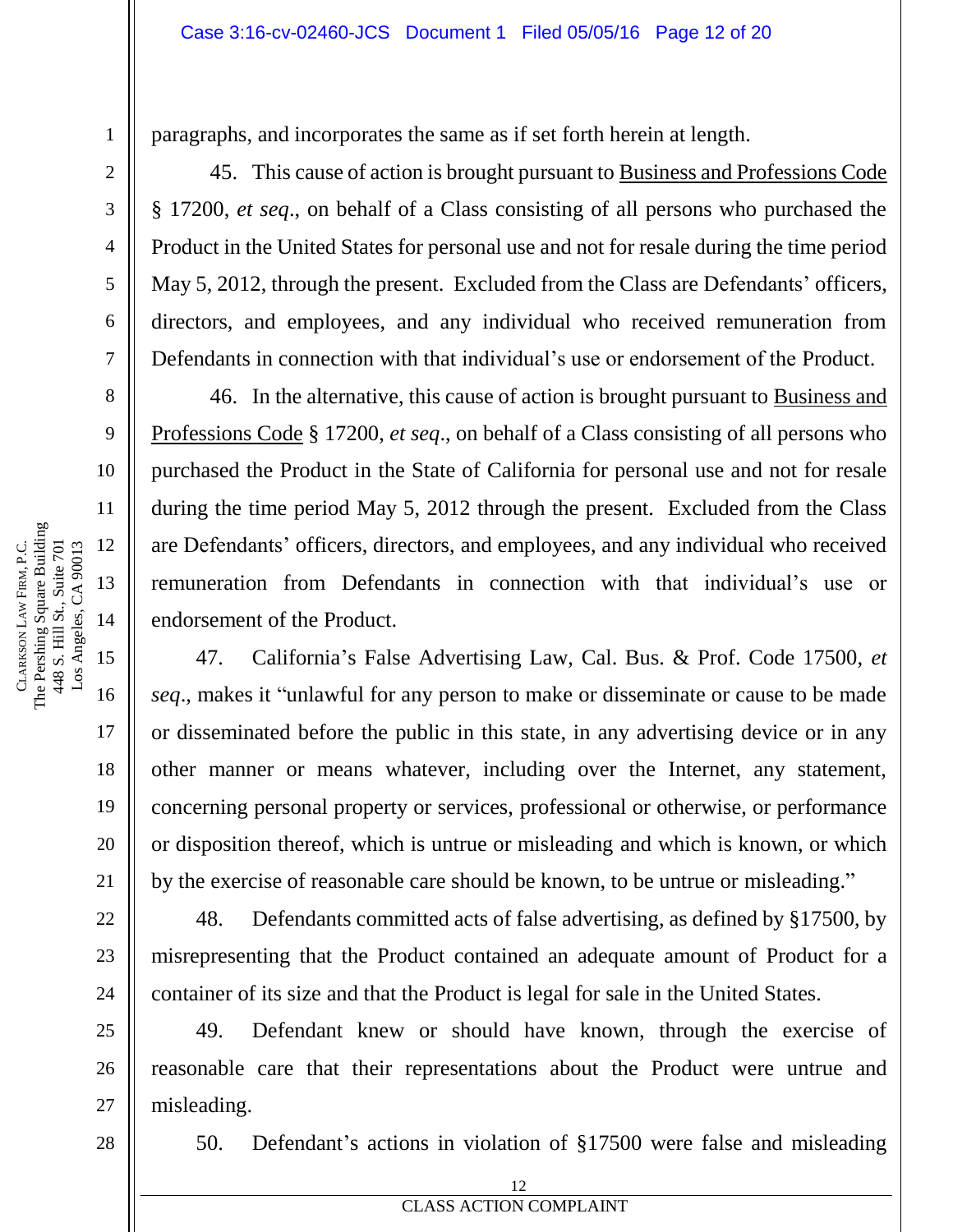paragraphs, and incorporates the same as if set forth herein at length.

45. This cause of action is brought pursuant to Business and Professions Code § 17200, *et seq*., on behalf of a Class consisting of all persons who purchased the Product in the United States for personal use and not for resale during the time period May 5, 2012, through the present. Excluded from the Class are Defendants' officers, directors, and employees, and any individual who received remuneration from Defendants in connection with that individual's use or endorsement of the Product.

46. In the alternative, this cause of action is brought pursuant to Business and Professions Code § 17200, *et seq*., on behalf of a Class consisting of all persons who purchased the Product in the State of California for personal use and not for resale during the time period May 5, 2012 through the present. Excluded from the Class are Defendants' officers, directors, and employees, and any individual who received remuneration from Defendants in connection with that individual's use or endorsement of the Product.

47. California's False Advertising Law, Cal. Bus. & Prof. Code 17500, *et seq*., makes it "unlawful for any person to make or disseminate or cause to be made or disseminated before the public in this state, in any advertising device or in any other manner or means whatever, including over the Internet, any statement, concerning personal property or services, professional or otherwise, or performance or disposition thereof, which is untrue or misleading and which is known, or which by the exercise of reasonable care should be known, to be untrue or misleading."

48. Defendants committed acts of false advertising, as defined by §17500, by misrepresenting that the Product contained an adequate amount of Product for a container of its size and that the Product is legal for sale in the United States.

49. Defendant knew or should have known, through the exercise of reasonable care that their representations about the Product were untrue and misleading.

50. Defendant's actions in violation of §17500 were false and misleading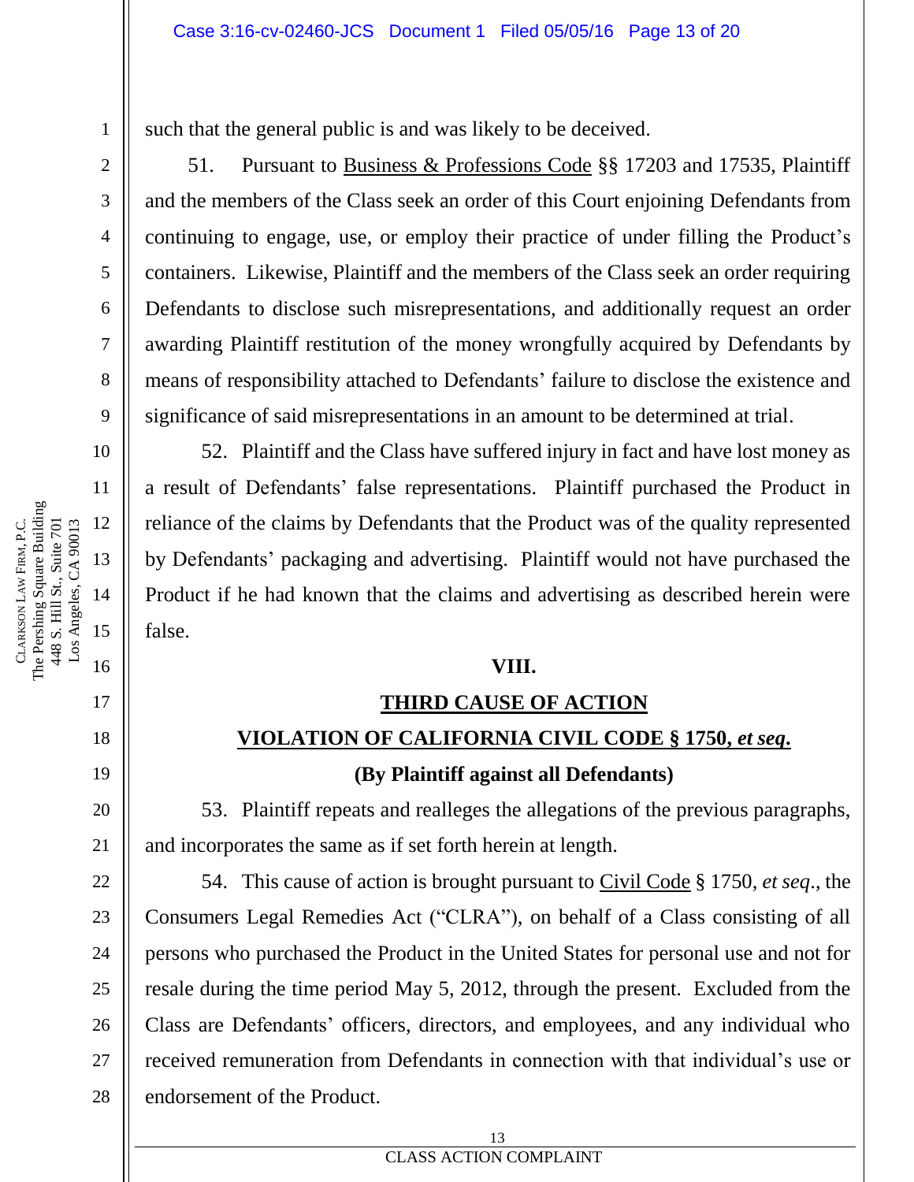such that the general public is and was likely to be deceived.

51. Pursuant to Business & Professions Code §§ 17203 and 17535, Plaintiff and the members of the Class seek an order of this Court enjoining Defendants from continuing to engage, use, or employ their practice of under filling the Product's containers. Likewise, Plaintiff and the members of the Class seek an order requiring Defendants to disclose such misrepresentations, and additionally request an order awarding Plaintiff restitution of the money wrongfully acquired by Defendants by means of responsibility attached to Defendants' failure to disclose the existence and significance of said misrepresentations in an amount to be determined at trial.

52. Plaintiff and the Class have suffered injury in fact and have lost money as a result of Defendants' false representations. Plaintiff purchased the Product in reliance of the claims by Defendants that the Product was of the quality represented by Defendants' packaging and advertising. Plaintiff would not have purchased the Product if he had known that the claims and advertising as described herein were false.

## VIII.

## THIRD CAUSE OF ACTION

## VIOLATION OF CALIFORNIA CIVIL CODE § 1750, *et seq*.

**(By Plaintiff against all Defendants)**

53. Plaintiff repeats and realleges the allegations of the previous paragraphs, and incorporates the same as if set forth herein at length.

54. This cause of action is brought pursuant to Civil Code § 1750, *et seq*., the Consumers Legal Remedies Act ("CLRA"), on behalf of a Class consisting of all persons who purchased the Product in the United States for personal use and not for resale during the time period May 5, 2012, through the present. Excluded from the Class are Defendants' officers, directors, and employees, and any individual who received remuneration from Defendants in connection with that individual's use or endorsement of the Product.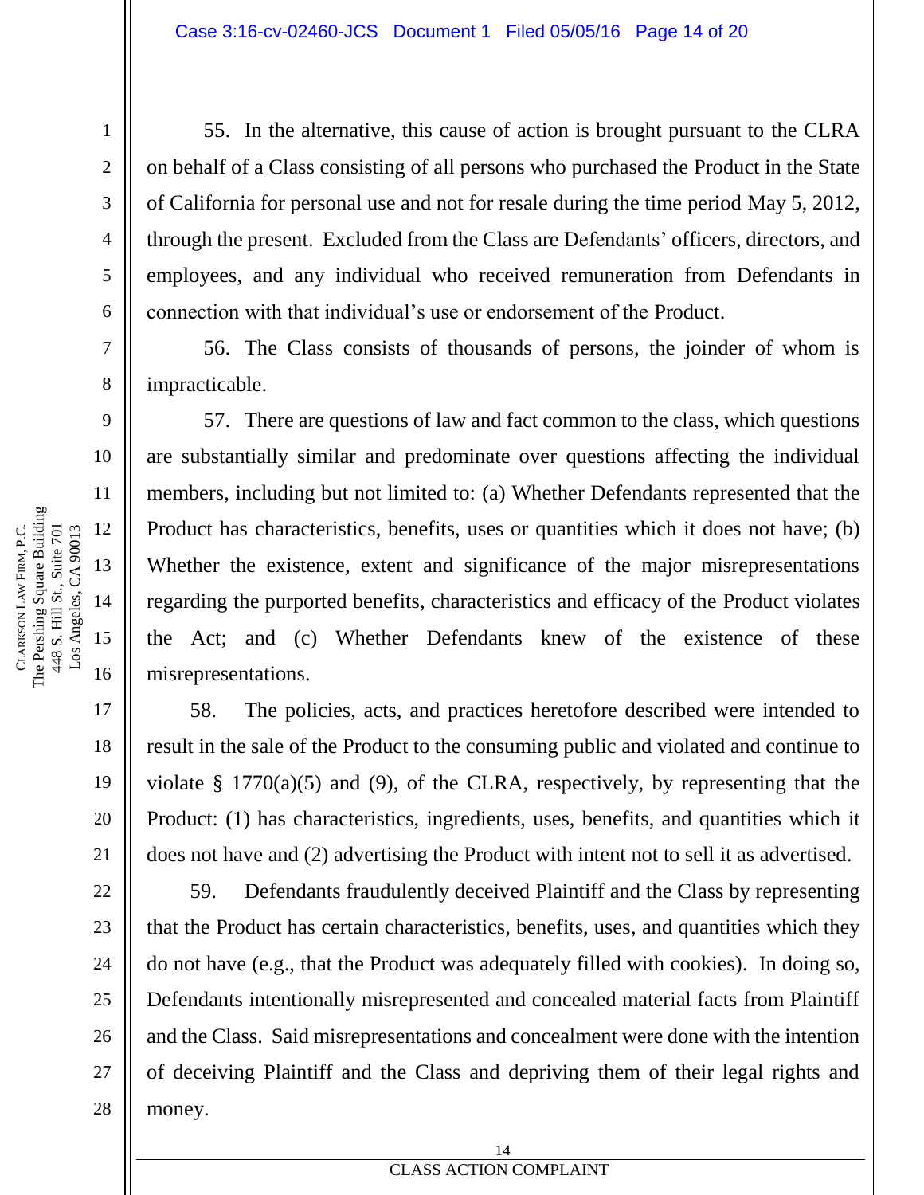55. In the alternative, this cause of action is brought pursuant to the CLRA on behalf of a Class consisting of all persons who purchased the Product in the State of California for personal use and not for resale during the time period May 5, 2012, through the present. Excluded from the Class are Defendants' officers, directors, and employees, and any individual who received remuneration from Defendants in connection with that individual's use or endorsement of the Product.

56. The Class consists of thousands of persons, the joinder of whom is impracticable.

57. There are questions of law and fact common to the class, which questions are substantially similar and predominate over questions affecting the individual members, including but not limited to: (a) Whether Defendants represented that the Product has characteristics, benefits, uses or quantities which it does not have; (b) Whether the existence, extent and significance of the major misrepresentations regarding the purported benefits, characteristics and efficacy of the Product violates the Act; and (c) Whether Defendants knew of the existence of these misrepresentations.

58. The policies, acts, and practices heretofore described were intended to result in the sale of the Product to the consuming public and violated and continue to violate § 1770(a)(5) and (9), of the CLRA, respectively, by representing that the Product: (1) has characteristics, ingredients, uses, benefits, and quantities which it does not have and (2) advertising the Product with intent not to sell it as advertised.

59. Defendants fraudulently deceived Plaintiff and the Class by representing that the Product has certain characteristics, benefits, uses, and quantities which they do not have (e.g., that the Product was adequately filled with cookies). In doing so, Defendants intentionally misrepresented and concealed material facts from Plaintiff and the Class. Said misrepresentations and concealment were done with the intention of deceiving Plaintiff and the Class and depriving them of their legal rights and money.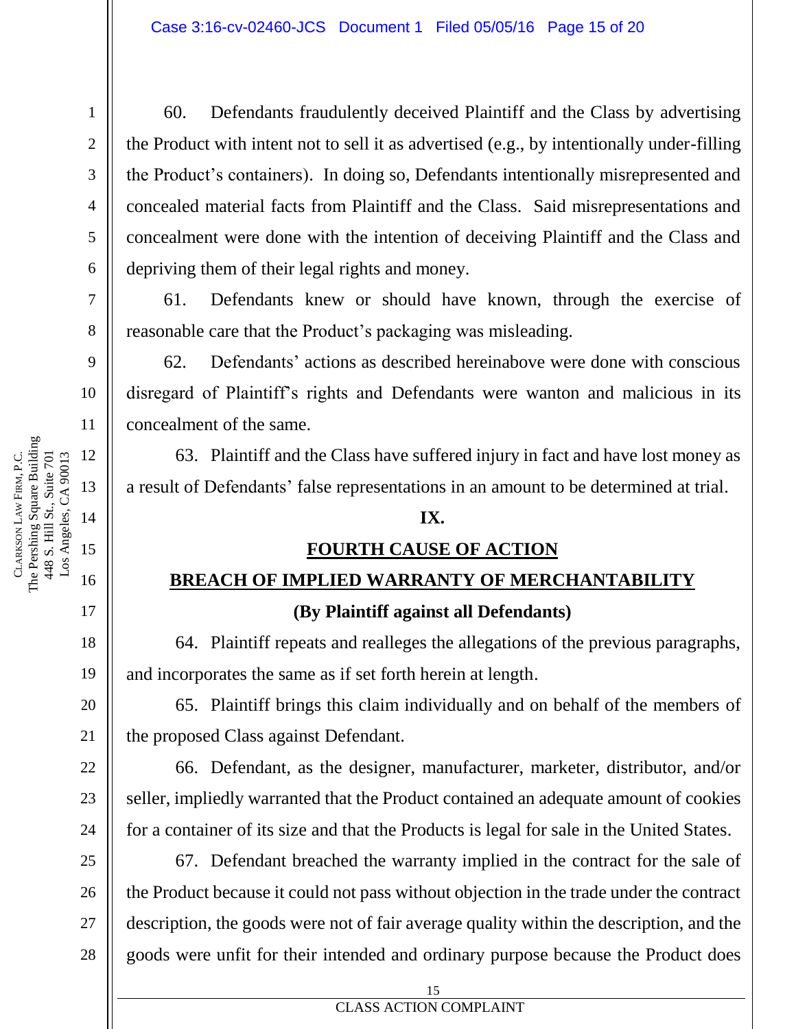60. Defendants fraudulently deceived Plaintiff and the Class by advertising the Product with intent not to sell it as advertised (e.g., by intentionally under-filling the Product's containers). In doing so, Defendants intentionally misrepresented and concealed material facts from Plaintiff and the Class. Said misrepresentations and concealment were done with the intention of deceiving Plaintiff and the Class and depriving them of their legal rights and money.

61. Defendants knew or should have known, through the exercise of reasonable care that the Product's packaging was misleading.

62. Defendants' actions as described hereinabove were done with conscious disregard of Plaintiff's rights and Defendants were wanton and malicious in its concealment of the same.

63. Plaintiff and the Class have suffered injury in fact and have lost money as a result of Defendants' false representations in an amount to be determined at trial.

**IX.**

**FOURTH CAUSE OF ACTION**

**BREACH OF IMPLIED WARRANTY OF MERCHANTABILITY**

**(By Plaintiff against all Defendants)**

64. Plaintiff repeats and realleges the allegations of the previous paragraphs, and incorporates the same as if set forth herein at length.

65. Plaintiff brings this claim individually and on behalf of the members of the proposed Class against Defendant.

66. Defendant, as the designer, manufacturer, marketer, distributor, and/or seller, impliedly warranted that the Product contained an adequate amount of cookies for a container of its size and that the Products is legal for sale in the United States.

67. Defendant breached the warranty implied in the contract for the sale of the Product because it could not pass without objection in the trade under the contract description, the goods were not of fair average quality within the description, and the goods were unfit for their intended and ordinary purpose because the Product does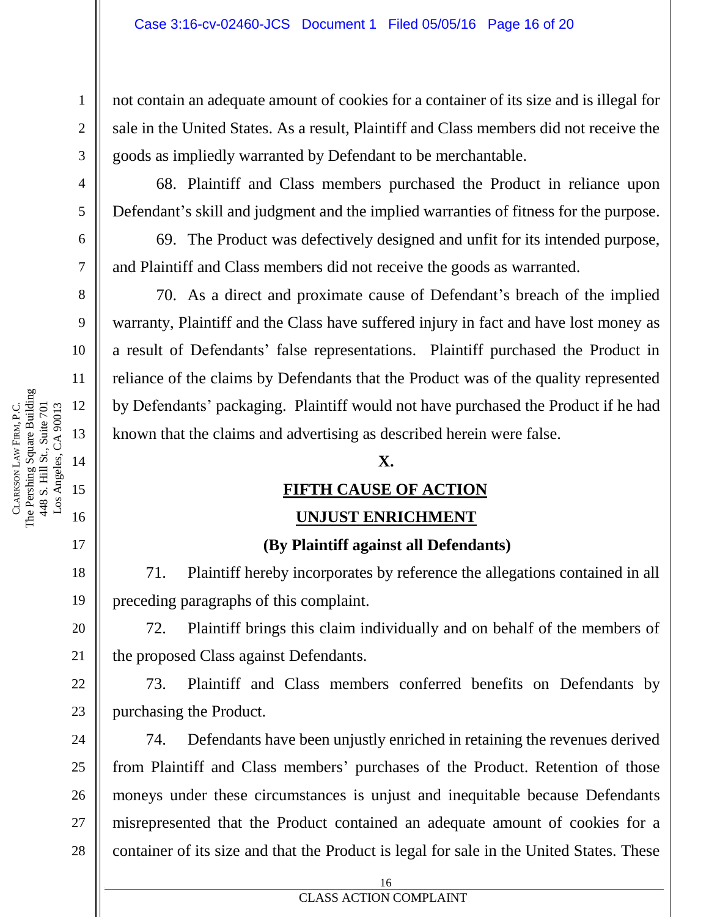not contain an adequate amount of cookies for a container of its size and is illegal for sale in the United States. As a result, Plaintiff and Class members did not receive the goods as impliedly warranted by Defendant to be merchantable.

68. Plaintiff and Class members purchased the Product in reliance upon Defendant's skill and judgment and the implied warranties of fitness for the purpose.

69. The Product was defectively designed and unfit for its intended purpose, and Plaintiff and Class members did not receive the goods as warranted.

70. As a direct and proximate cause of Defendant's breach of the implied warranty, Plaintiff and the Class have suffered injury in fact and have lost money as a result of Defendants' false representations. Plaintiff purchased the Product in reliance of the claims by Defendants that the Product was of the quality represented by Defendants' packaging. Plaintiff would not have purchased the Product if he had known that the claims and advertising as described herein were false.

## X.

## FIFTH CAUSE OF ACTION

## UNJUST ENRICHMENT

**(By Plaintiff against all Defendants)**

71. Plaintiff hereby incorporates by reference the allegations contained in all preceding paragraphs of this complaint.

72. Plaintiff brings this claim individually and on behalf of the members of the proposed Class against Defendants.

73. Plaintiff and Class members conferred benefits on Defendants by purchasing the Product.

74. Defendants have been unjustly enriched in retaining the revenues derived from Plaintiff and Class members' purchases of the Product. Retention of those moneys under these circumstances is unjust and inequitable because Defendants misrepresented that the Product contained an adequate amount of cookies for a container of its size and that the Product is legal for sale in the United States. These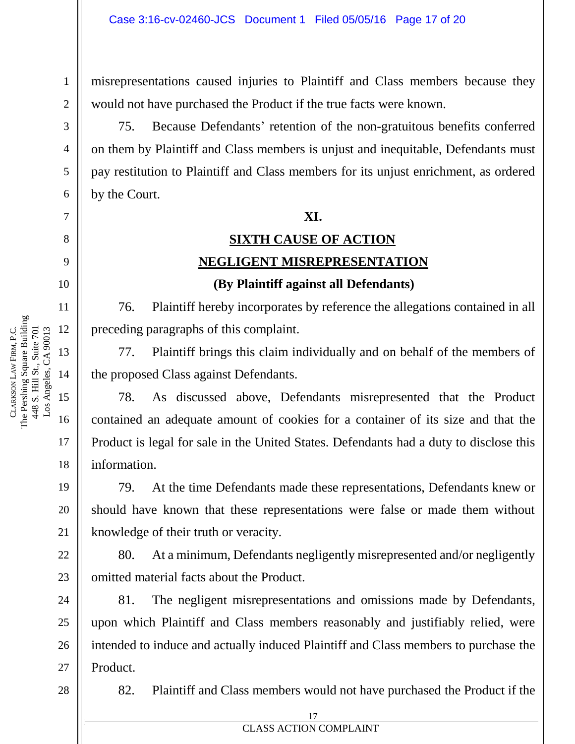misrepresentations caused injuries to Plaintiff and Class members because they would not have purchased the Product if the true facts were known.

75. Because Defendants' retention of the non-gratuitous benefits conferred on them by Plaintiff and Class members is unjust and inequitable, Defendants must pay restitution to Plaintiff and Class members for its unjust enrichment, as ordered by the Court.

**XI.**

**SIXTH CAUSE OF ACTION**

**NEGLIGENT MISREPRESENTATION**

**(By Plaintiff against all Defendants)**

76. Plaintiff hereby incorporates by reference the allegations contained in all preceding paragraphs of this complaint.

77. Plaintiff brings this claim individually and on behalf of the members of the proposed Class against Defendants.

78. As discussed above, Defendants misrepresented that the Product contained an adequate amount of cookies for a container of its size and that the Product is legal for sale in the United States. Defendants had a duty to disclose this information.

79. At the time Defendants made these representations, Defendants knew or should have known that these representations were false or made them without knowledge of their truth or veracity.

80. At a minimum, Defendants negligently misrepresented and/or negligently omitted material facts about the Product.

81. The negligent misrepresentations and omissions made by Defendants, upon which Plaintiff and Class members reasonably and justifiably relied, were intended to induce and actually induced Plaintiff and Class members to purchase the Product.

82. Plaintiff and Class members would not have purchased the Product if the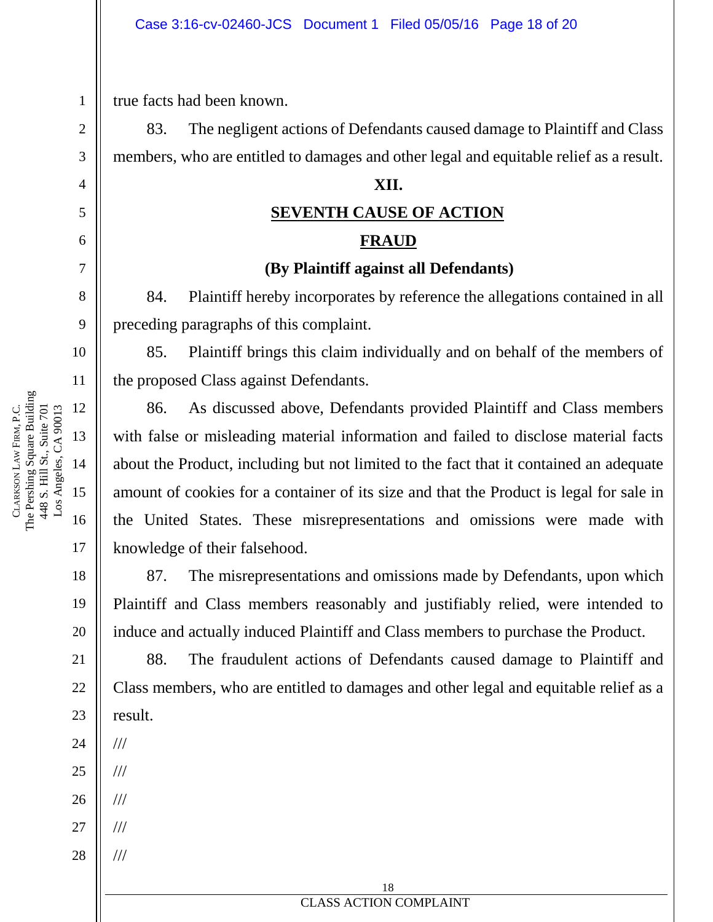true facts had been known.

83. The negligent actions of Defendants caused damage to Plaintiff and Class members, who are entitled to damages and other legal and equitable relief as a result.

## XII.

## SEVENTH CAUSE OF ACTION

## FRAUD

**(By Plaintiff against all Defendants)**

84. Plaintiff hereby incorporates by reference the allegations contained in all preceding paragraphs of this complaint.

85. Plaintiff brings this claim individually and on behalf of the members of the proposed Class against Defendants.

86. As discussed above, Defendants provided Plaintiff and Class members with false or misleading material information and failed to disclose material facts about the Product, including but not limited to the fact that it contained an adequate amount of cookies for a container of its size and that the Product is legal for sale in the United States. These misrepresentations and omissions were made with knowledge of their falsehood.

87. The misrepresentations and omissions made by Defendants, upon which Plaintiff and Class members reasonably and justifiably relied, were intended to induce and actually induced Plaintiff and Class members to purchase the Product.

88. The fraudulent actions of Defendants caused damage to Plaintiff and Class members, who are entitled to damages and other legal and equitable relief as a result.

///

///

///

///

///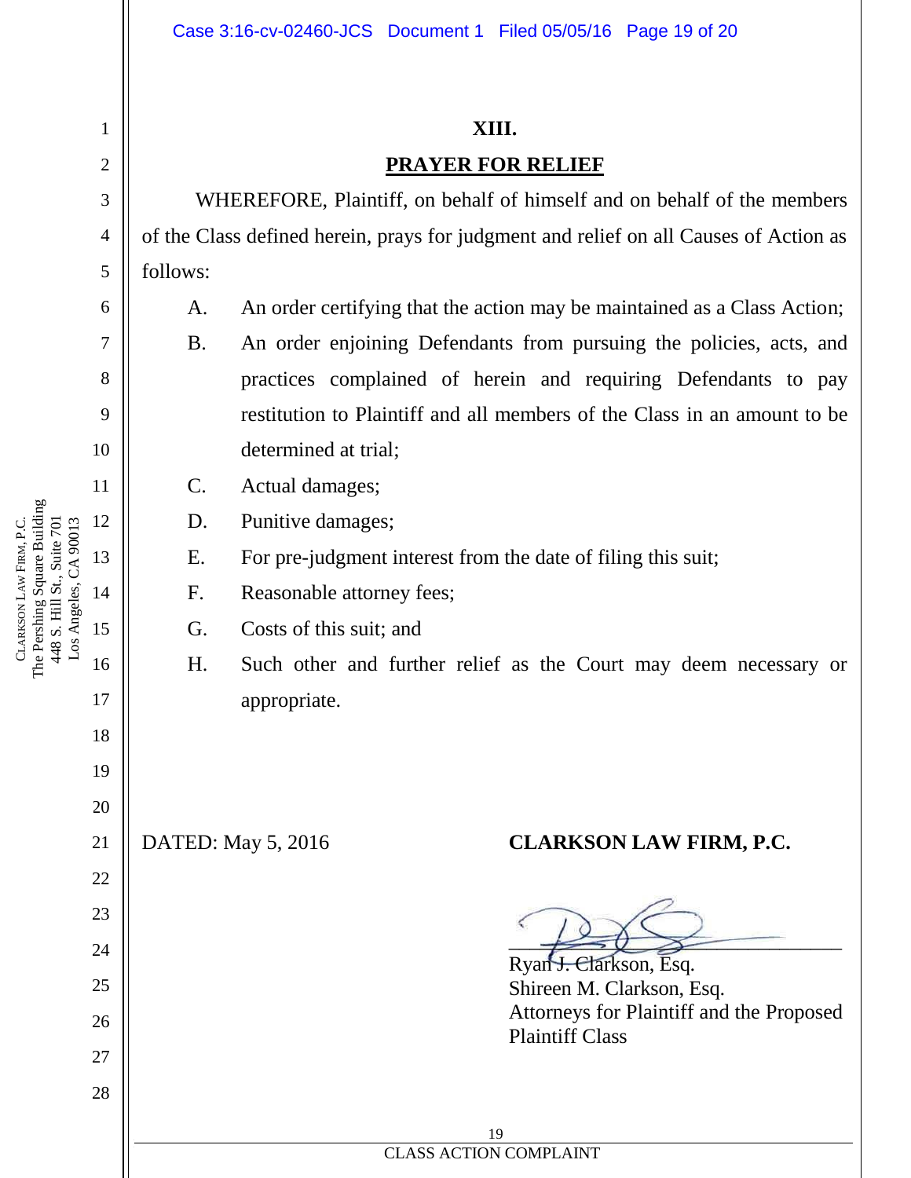## XIII.

## PRAYER FOR RELIEF

WHEREFORE, Plaintiff, on behalf of himself and on behalf of the members of the Class defined herein, prays for judgment and relief on all Causes of Action as follows:

A. An order certifying that the action may be maintained as a Class Action;

B. An order enjoining Defendants from pursuing the policies, acts, and practices complained of herein and requiring Defendants to pay restitution to Plaintiff and all members of the Class in an amount to be determined at trial;

C. Actual damages;

D. Punitive damages;

E. For pre-judgment interest from the date of filing this suit;

F. Reasonable attorney fees;

G. Costs of this suit; and

H. Such other and further relief as the Court may deem necessary or appropriate.

DATED: May 5, 2016

**CLARKSON LAW FIRM, P.C.**

Ryan J. Clarkson, Esq.
Shireen M. Clarkson, Esq.
Attorneys for Plaintiff and the Proposed Plaintiff Class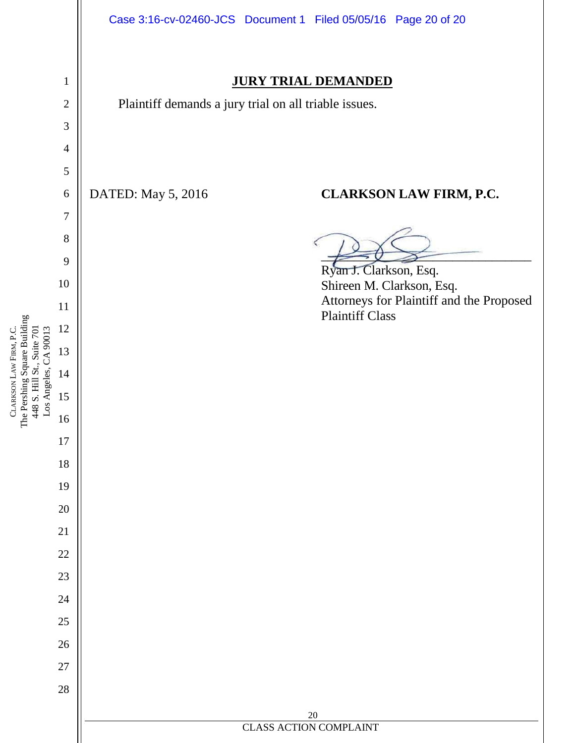**JURY TRIAL DEMANDED**

Plaintiff demands a jury trial on all triable issues.

DATED: May 5, 2016

**CLARKSON LAW FIRM, P.C.**

Ryan J. Clarkson, Esq.
Shireen M. Clarkson, Esq.
Attorneys for Plaintiff and the Proposed Plaintiff Class